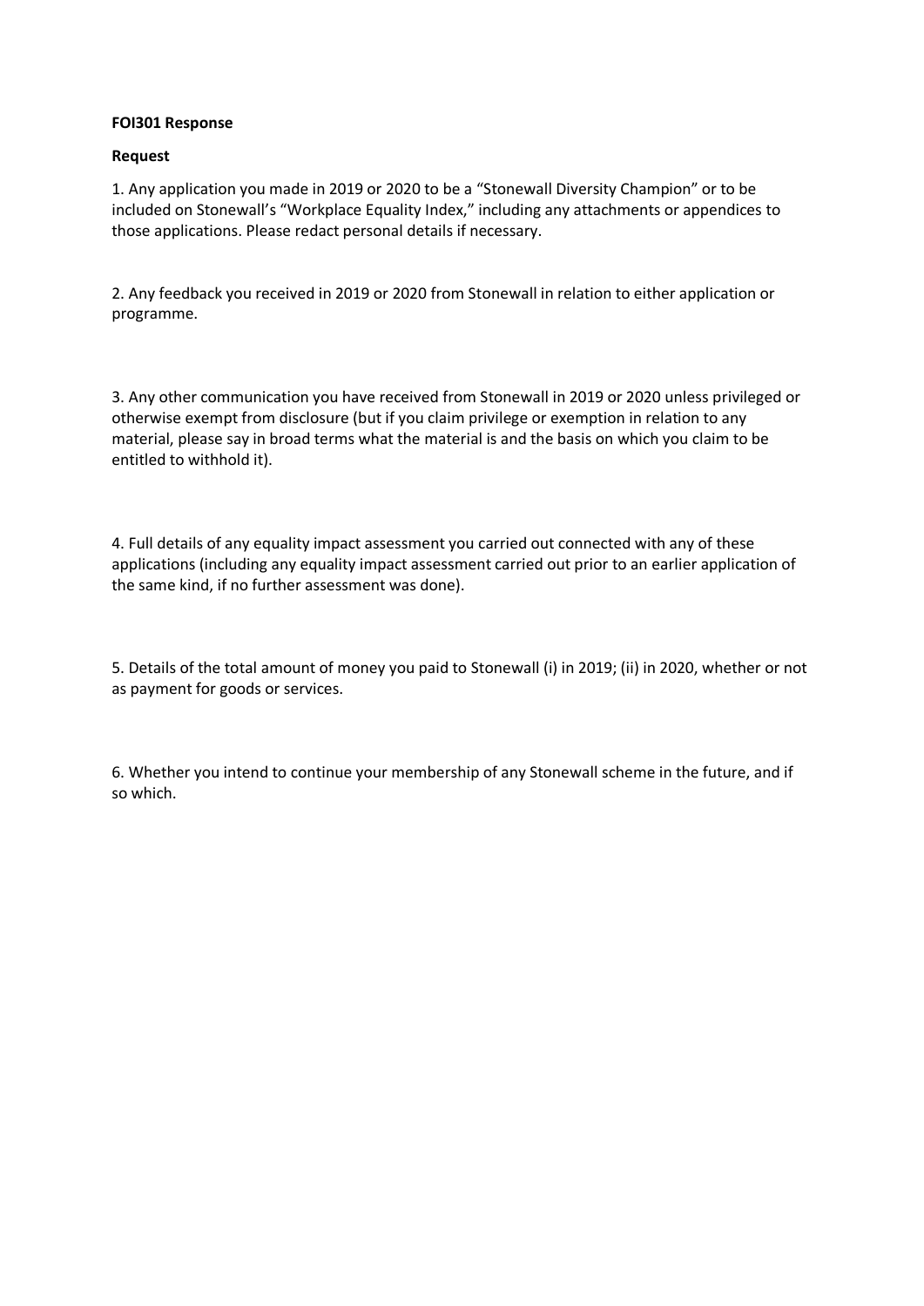**FOI301 Response**

**Request**

1. Any application you made in 2019 or 2020 to be a "Stonewall Diversity Champion" or to be included on Stonewall's "Workplace Equality Index," including any attachments or appendices to those applications. Please redact personal details if necessary.

2. Any feedback you received in 2019 or 2020 from Stonewall in relation to either application or programme.

3. Any other communication you have received from Stonewall in 2019 or 2020 unless privileged or otherwise exempt from disclosure (but if you claim privilege or exemption in relation to any material, please say in broad terms what the material is and the basis on which you claim to be entitled to withhold it).

4. Full details of any equality impact assessment you carried out connected with any of these applications (including any equality impact assessment carried out prior to an earlier application of the same kind, if no further assessment was done).

5. Details of the total amount of money you paid to Stonewall (i) in 2019; (ii) in 2020, whether or not as payment for goods or services.

6. Whether you intend to continue your membership of any Stonewall scheme in the future, and if so which.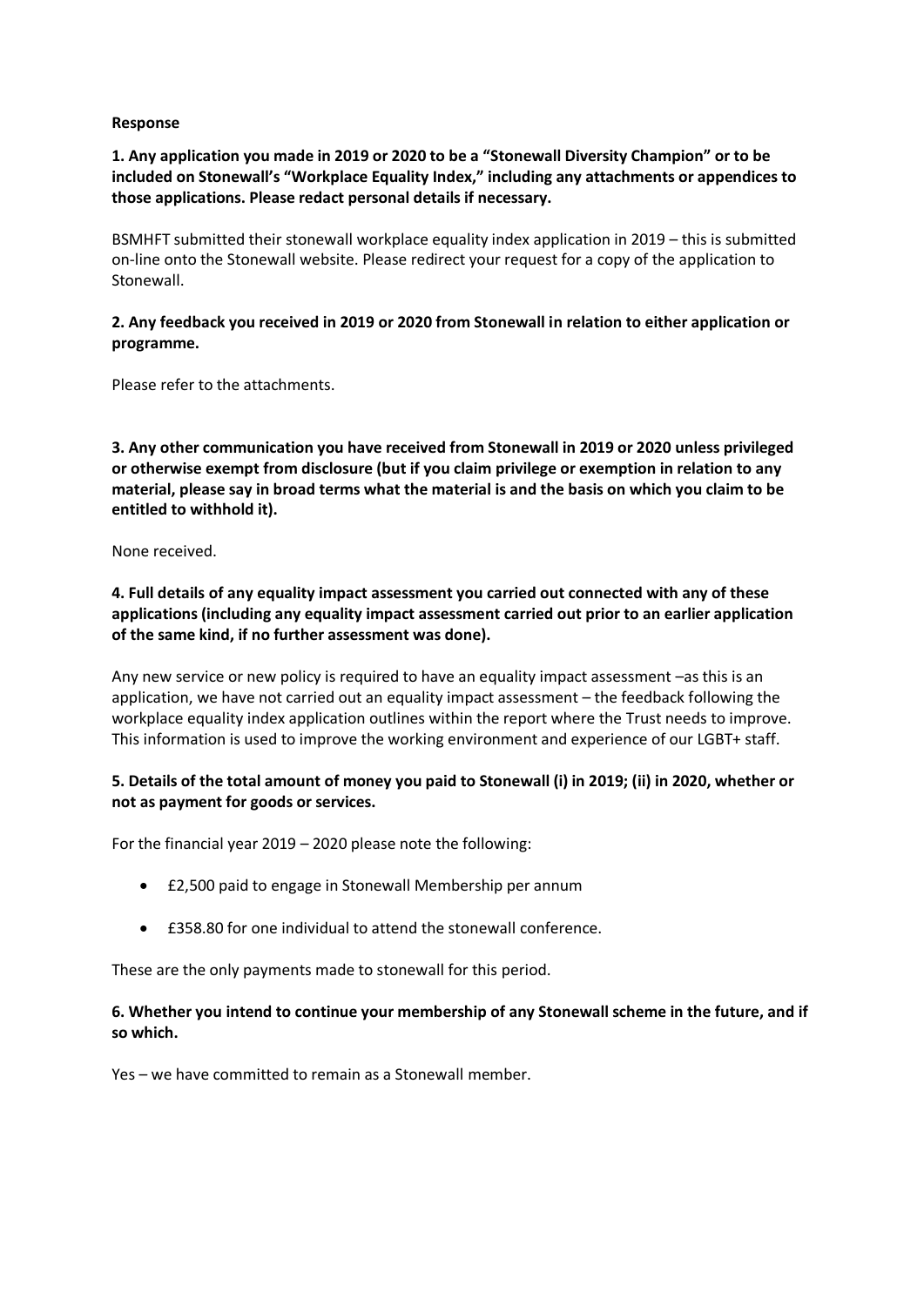**Response**

**1. Any application you made in 2019 or 2020 to be a "Stonewall Diversity Champion" or to be included on Stonewall's "Workplace Equality Index," including any attachments or appendices to those applications. Please redact personal details if necessary.**

BSMHFT submitted their stonewall workplace equality index application in 2019 – this is submitted on-line onto the Stonewall website. Please redirect your request for a copy of the application to Stonewall.

**2. Any feedback you received in 2019 or 2020 from Stonewall in relation to either application or programme.**

Please refer to the attachments.

**3. Any other communication you have received from Stonewall in 2019 or 2020 unless privileged or otherwise exempt from disclosure (but if you claim privilege or exemption in relation to any material, please say in broad terms what the material is and the basis on which you claim to be entitled to withhold it).**

None received.

**4. Full details of any equality impact assessment you carried out connected with any of these applications (including any equality impact assessment carried out prior to an earlier application of the same kind, if no further assessment was done).**

Any new service or new policy is required to have an equality impact assessment –as this is an application, we have not carried out an equality impact assessment – the feedback following the workplace equality index application outlines within the report where the Trust needs to improve. This information is used to improve the working environment and experience of our LGBT+ staff.

**5. Details of the total amount of money you paid to Stonewall (i) in 2019; (ii) in 2020, whether or not as payment for goods or services.**

For the financial year 2019 – 2020 please note the following:

- £2,500 paid to engage in Stonewall Membership per annum
- £358.80 for one individual to attend the stonewall conference.

These are the only payments made to stonewall for this period.

**6. Whether you intend to continue your membership of any Stonewall scheme in the future, and if so which.**

Yes – we have committed to remain as a Stonewall member.